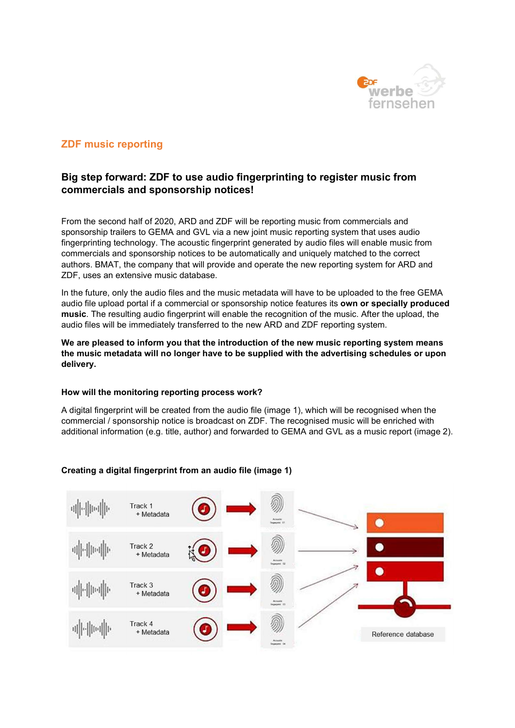## ZDF music reporting

### Big step forward: ZDF to use audio fingerprinting to register music from commercials and sponsorship notices!

From the second half of 2020, ARD and ZDF will be reporting music from commercials and sponsorship trailers to GEMA and GVL via a new joint music reporting system that uses audio fingerprinting technology. The acoustic fingerprint generated by audio files will enable music from commercials and sponsorship notices to be automatically and uniquely matched to the correct authors. BMAT, the company that will provide and operate the new reporting system for ARD and ZDF, uses an extensive music database.

In the future, only the audio files and the music metadata will have to be uploaded to the free GEMA audio file upload portal if a commercial or sponsorship notice features its **own or specially produced music**. The resulting audio fingerprint will enable the recognition of the music. After the upload, the audio files will be immediately transferred to the new ARD and ZDF reporting system.

**We are pleased to inform you that the introduction of the new music reporting system means the music metadata will no longer have to be supplied with the advertising schedules or upon delivery.**

#### How will the monitoring reporting process work?

A digital fingerprint will be created from the audio file (image 1), which will be recognised when the commercial / sponsorship notice is broadcast on ZDF. The recognised music will be enriched with additional information (e.g. title, author) and forwarded to GEMA and GVL as a music report (image 2).

#### Creating a digital fingerprint from an audio file (image 1)

Track 1 + Metadata

Track 2 + Metadata

Track 3 + Metadata

Track 4 + Metadata

Reference database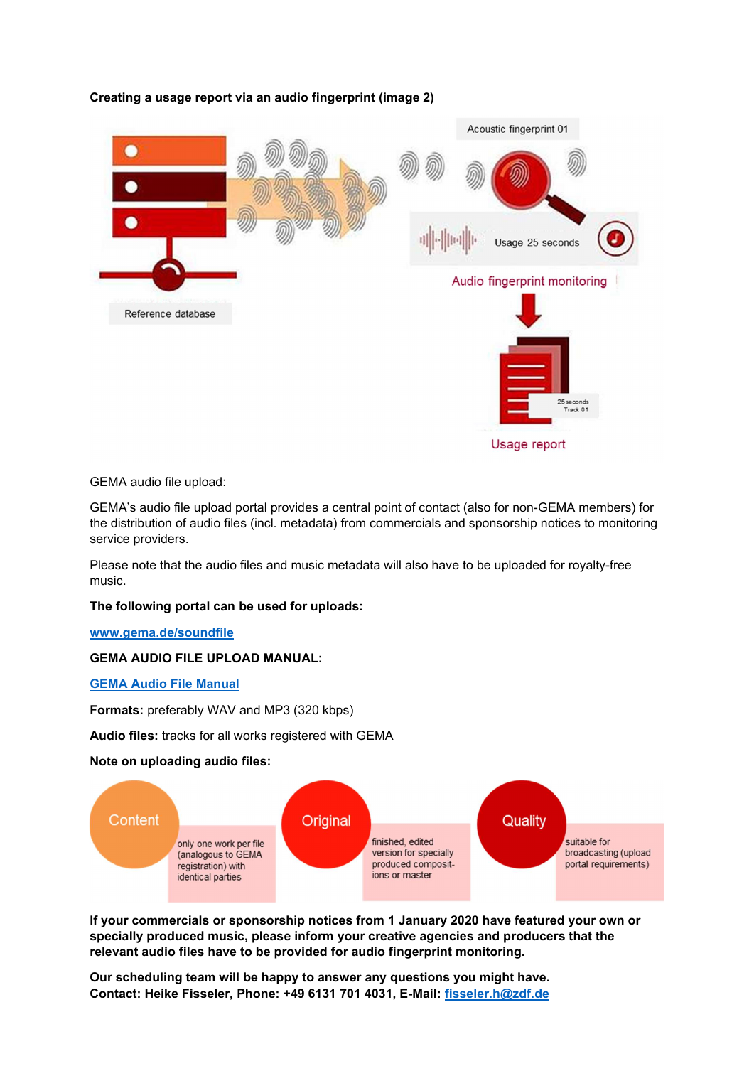**Creating a usage report via an audio fingerprint (image 2)**

Acoustic fingerprint 01

Usage 25 seconds

Audio fingerprint monitoring

Reference database

25 seconds
Track 01

Usage report

GEMA audio file upload:

GEMA's audio file upload portal provides a central point of contact (also for non-GEMA members) for the distribution of audio files (incl. metadata) from commercials and sponsorship notices to monitoring service providers.

Please note that the audio files and music metadata will also have to be uploaded for royalty-free music.

**The following portal can be used for uploads:**

[www.gema.de/soundfile](www.gema.de/soundfile)

**GEMA AUDIO FILE UPLOAD MANUAL:**

GEMA Audio File Manual

**Formats:** preferably WAV and MP3 (320 kbps)

**Audio files:** tracks for all works registered with GEMA

**Note on uploading audio files:**

Content

only one work per file (analogous to GEMA registration) with identical parties

Original

finished, edited version for specially produced compositions or master

Quality

suitable for broadcasting (upload portal requirements)

**If your commercials or sponsorship notices from 1 January 2020 have featured your own or specially produced music, please inform your creative agencies and producers that the relevant audio files have to be provided for audio fingerprint monitoring.**

**Our scheduling team will be happy to answer any questions you might have.**
**Contact: Heike Fisseler, Phone: +49 6131 701 4031, E-Mail: fisseler.h@zdf.de**